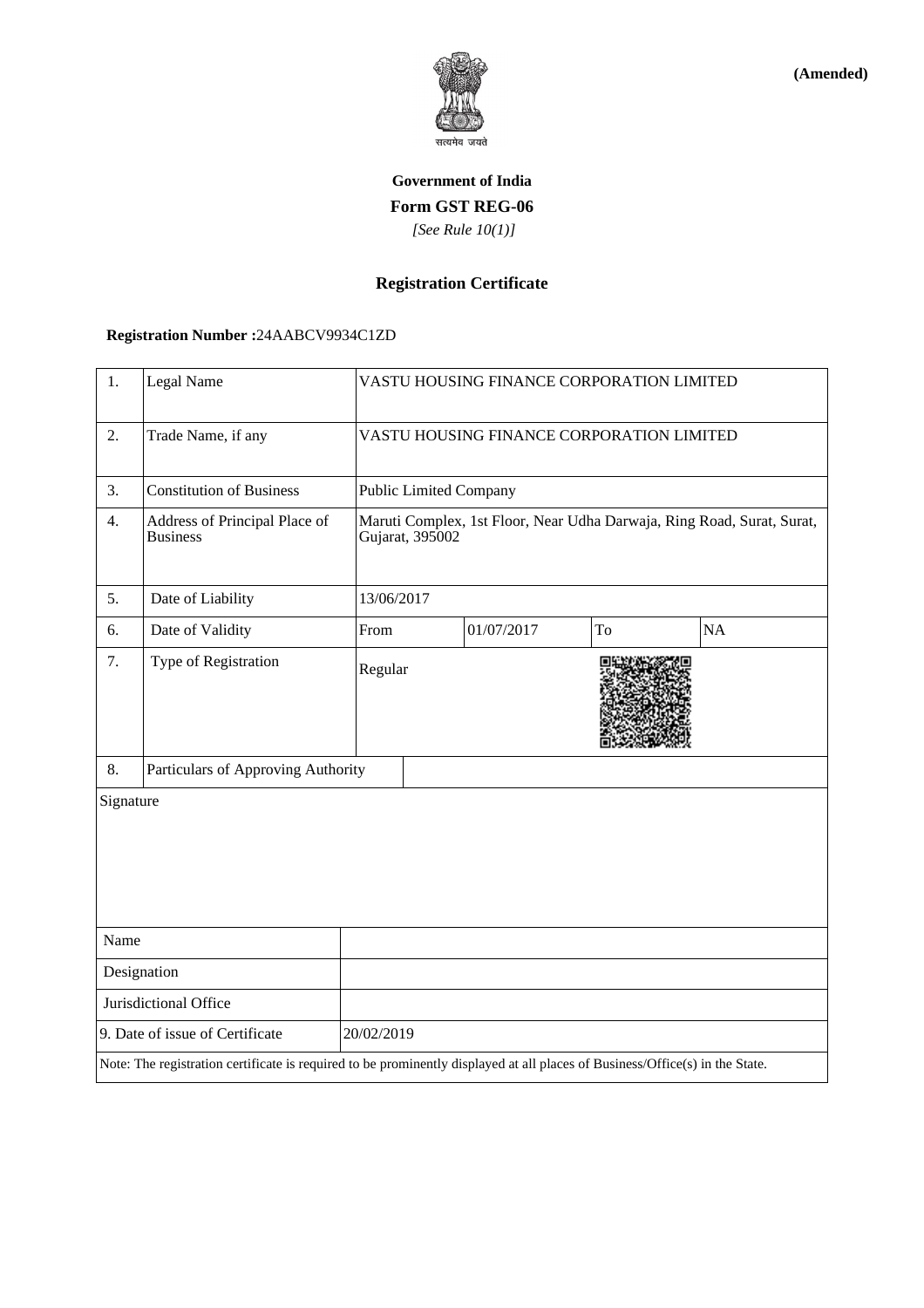**(Amended)**

सत्यमेव जयते

**Government of India**

**Form GST REG-06**

*[See Rule 10(1)]*

### Registration Certificate

**Registration Number :**24AABCV9934C1ZD

| | | | | | |
|---|---|---|---|---|---|
| 1. | Legal Name | VASTU HOUSING FINANCE CORPORATION LIMITED | | | |
| 2. | Trade Name, if any | VASTU HOUSING FINANCE CORPORATION LIMITED | | | |
| 3. | Constitution of Business | Public Limited Company | | | |
| 4. | Address of Principal Place of Business | Maruti Complex, 1st Floor, Near Udha Darwaja, Ring Road, Surat, Surat, Gujarat, 395002 | | | |
| 5. | Date of Liability | 13/06/2017 | | | |
| 6. | Date of Validity | From | 01/07/2017 | To | NA |
| 7. | Type of Registration | Regular | | | |
| 8. | Particulars of Approving Authority | | | | |

| | |
|---|---|
| Signature | |
| Name | |
| Designation | |
| Jurisdictional Office | |
| 9. Date of issue of Certificate | 20/02/2019 |

Note: The registration certificate is required to be prominently displayed at all places of Business/Office(s) in the State.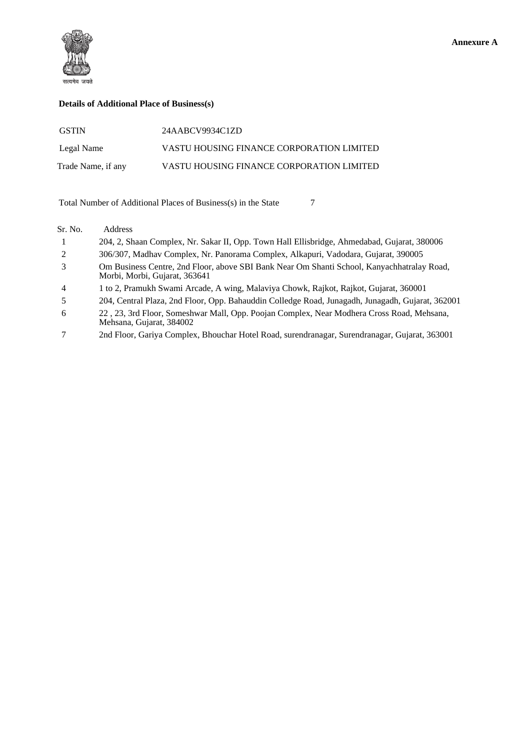सत्यमेव जयते

**Annexure A**

**Details of Additional Place of Business(s)**

| | |
|---|---|
| GSTIN | 24AABCV9934C1ZD |
| Legal Name | VASTU HOUSING FINANCE CORPORATION LIMITED |
| Trade Name, if any | VASTU HOUSING FINANCE CORPORATION LIMITED |

Total Number of Additional Places of Business(s) in the State 7

| Sr. No. | Address |
|---|---|
| 1 | 204, 2, Shaan Complex, Nr. Sakar II, Opp. Town Hall Ellisbridge, Ahmedabad, Gujarat, 380006 |
| 2 | 306/307, Madhav Complex, Nr. Panorama Complex, Alkapuri, Vadodara, Gujarat, 390005 |
| 3 | Om Business Centre, 2nd Floor, above SBI Bank Near Om Shanti School, Kanyachhatralay Road, Morbi, Morbi, Gujarat, 363641 |
| 4 | 1 to 2, Pramukh Swami Arcade, A wing, Malaviya Chowk, Rajkot, Rajkot, Gujarat, 360001 |
| 5 | 204, Central Plaza, 2nd Floor, Opp. Bahauddin Colledge Road, Junagadh, Junagadh, Gujarat, 362001 |
| 6 | 22 , 23, 3rd Floor, Someshwar Mall, Opp. Poojan Complex, Near Modhera Cross Road, Mehsana, Mehsana, Gujarat, 384002 |
| 7 | 2nd Floor, Gariya Complex, Bhouchar Hotel Road, surendranagar, Surendranagar, Gujarat, 363001 |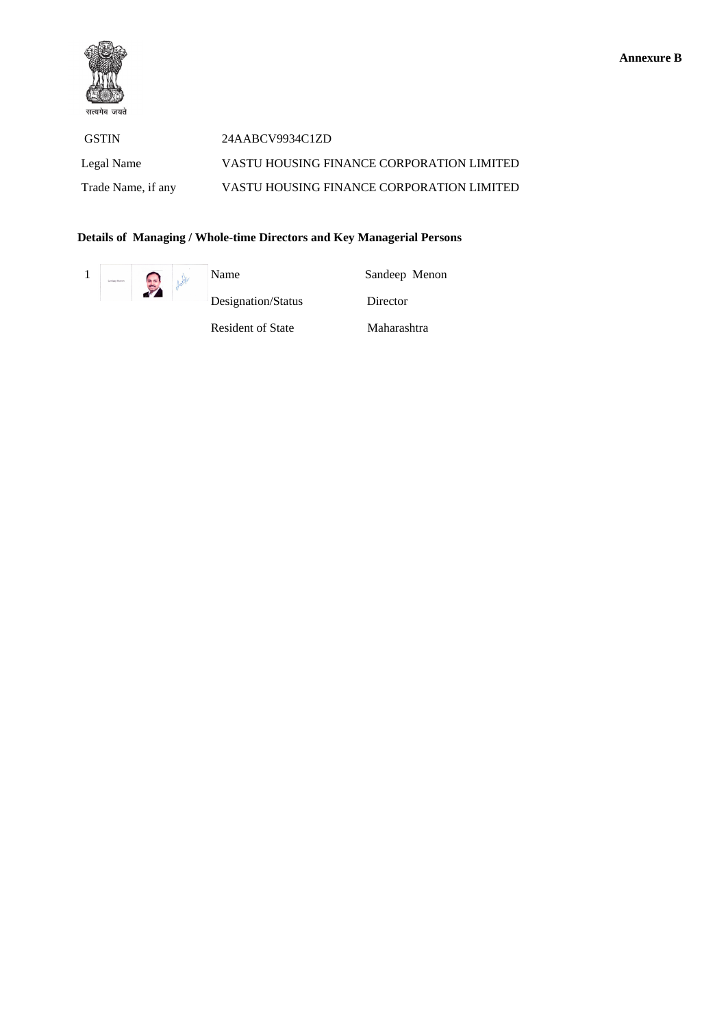**Annexure B**

सत्यमेव जयते

| | |
|---|---|
| GSTIN | 24AABCV9934C1ZD |
| Legal Name | VASTU HOUSING FINANCE CORPORATION LIMITED |
| Trade Name, if any | VASTU HOUSING FINANCE CORPORATION LIMITED |

**Details of Managing / Whole-time Directors and Key Managerial Persons**

| | | |
|---|---|---|
| 1 | Name | Sandeep Menon |
| | Designation/Status | Director |
| | Resident of State | Maharashtra |